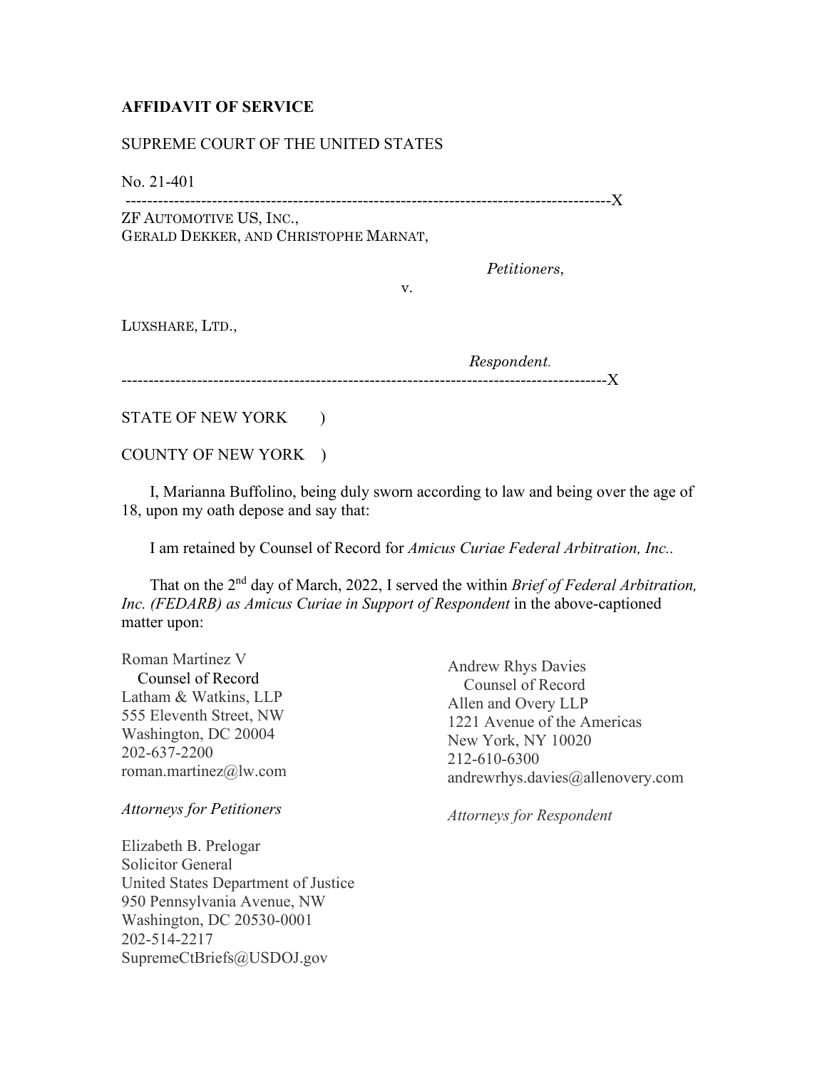**AFFIDAVIT OF SERVICE**

SUPREME COURT OF THE UNITED STATES

No. 21-401

------------------------------------------------------------------------------------------X

ZF AUTOMOTIVE US, INC.,
GERALD DEKKER, AND CHRISTOPHE MARNAT,

*Petitioners*,

v.

LUXSHARE, LTD.,

*Respondent.*

------------------------------------------------------------------------------------------X

STATE OF NEW YORK )

COUNTY OF NEW YORK )

I, Marianna Buffolino, being duly sworn according to law and being over the age of 18, upon my oath depose and say that:

I am retained by Counsel of Record for *Amicus Curiae Federal Arbitration, Inc.*.

That on the 2nd day of March, 2022, I served the within *Brief of Federal Arbitration, Inc. (FEDARB) as Amicus Curiae in Support of Respondent* in the above-captioned matter upon:

Roman Martinez V
Counsel of Record
Latham & Watkins, LLP
555 Eleventh Street, NW
Washington, DC 20004
202-637-2200
roman.martinez@lw.com

*Attorneys for Petitioners*

Andrew Rhys Davies
Counsel of Record
Allen and Overy LLP
1221 Avenue of the Americas
New York, NY 10020
212-610-6300
andrewrhys.davies@allenovery.com

*Attorneys for Respondent*

Elizabeth B. Prelogar
Solicitor General
United States Department of Justice
950 Pennsylvania Avenue, NW
Washington, DC 20530-0001
202-514-2217
SupremeCtBriefs@USDOJ.gov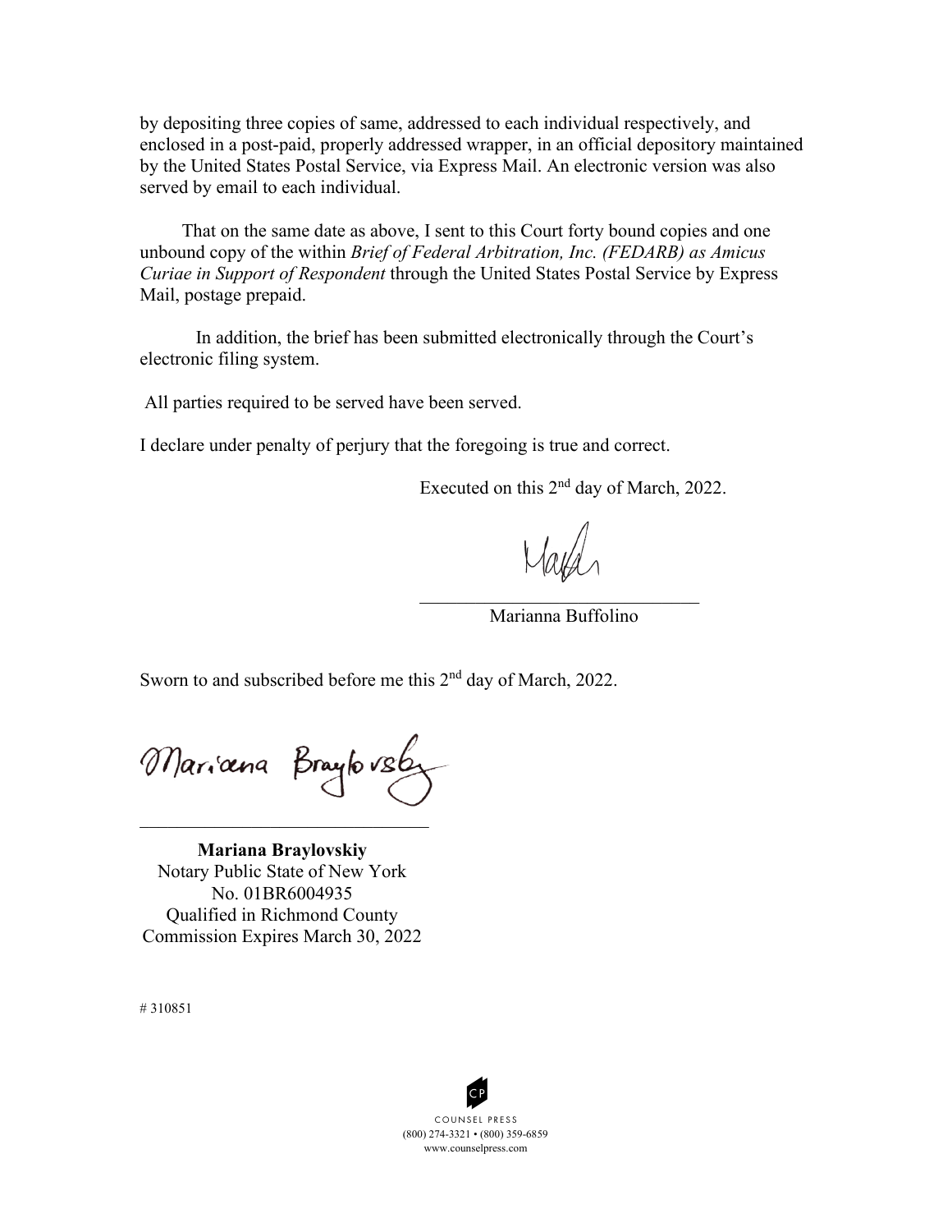by depositing three copies of same, addressed to each individual respectively, and enclosed in a post-paid, properly addressed wrapper, in an official depository maintained by the United States Postal Service, via Express Mail. An electronic version was also served by email to each individual.

That on the same date as above, I sent to this Court forty bound copies and one unbound copy of the within *Brief of Federal Arbitration, Inc. (FEDARB) as Amicus Curiae in Support of Respondent* through the United States Postal Service by Express Mail, postage prepaid.

In addition, the brief has been submitted electronically through the Court's electronic filing system.

All parties required to be served have been served.

I declare under penalty of perjury that the foregoing is true and correct.

Executed on this 2nd day of March, 2022.

\_\_\_\_\_\_\_\_\_\_\_\_\_\_\_\_\_\_\_\_\_\_\_\_\_\_\_\_\_\_\_\_

Marianna Buffolino

Sworn to and subscribed before me this 2nd day of March, 2022.

\_\_\_\_\_\_\_\_\_\_\_\_\_\_\_\_\_\_\_\_\_\_\_\_\_\_\_\_\_\_\_\_

**Mariana Braylovskiy**
Notary Public State of New York
No. 01BR6004935
Qualified in Richmond County
Commission Expires March 30, 2022

# 310851

COUNSEL PRESS
(800) 274-3321 • (800) 359-6859
www.counselpress.com